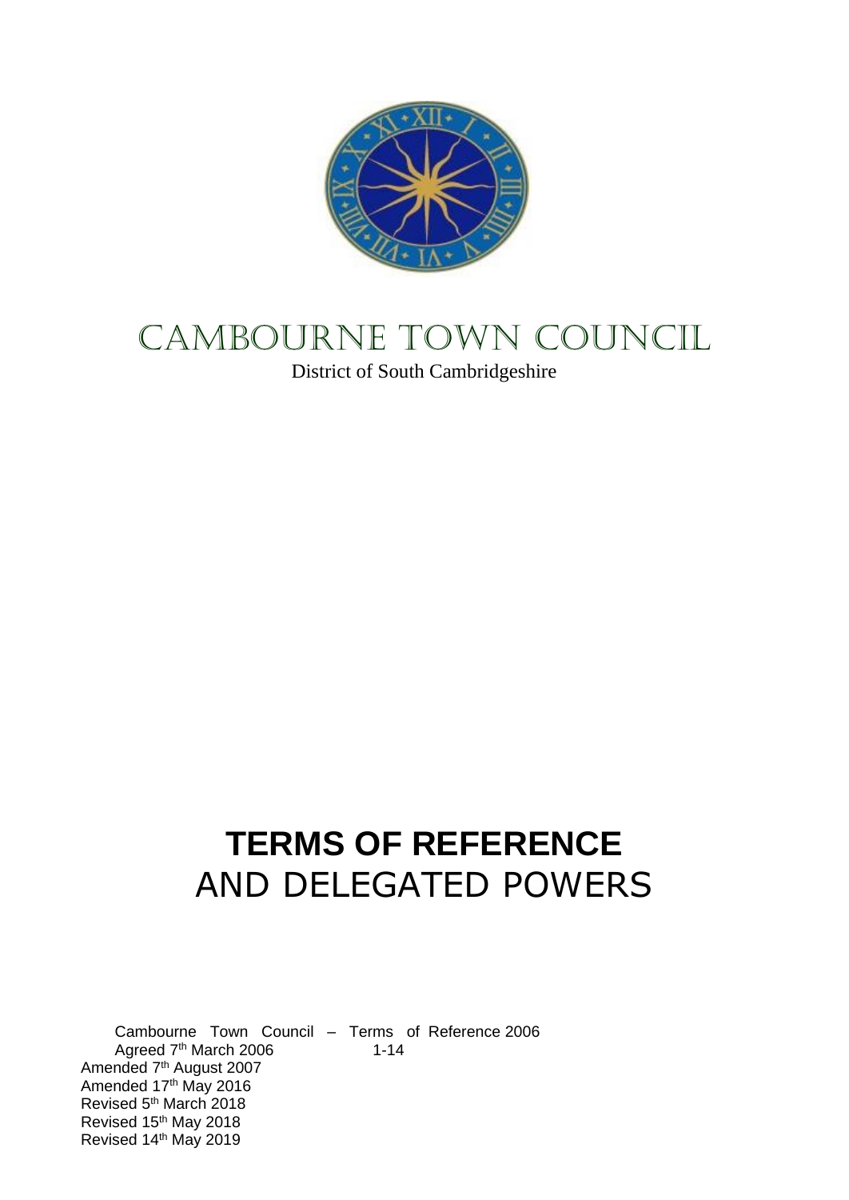# CAMBOURNE TOWN COUNCIL

District of South Cambridgeshire

# TERMS OF REFERENCE
AND DELEGATED POWERS

Cambourne Town Council – Terms of Reference 2006
Agreed 7th March 2006
Amended 7th August 2007
Amended 17th May 2016
Revised 5th March 2018
Revised 15th May 2018
Revised 14th May 2019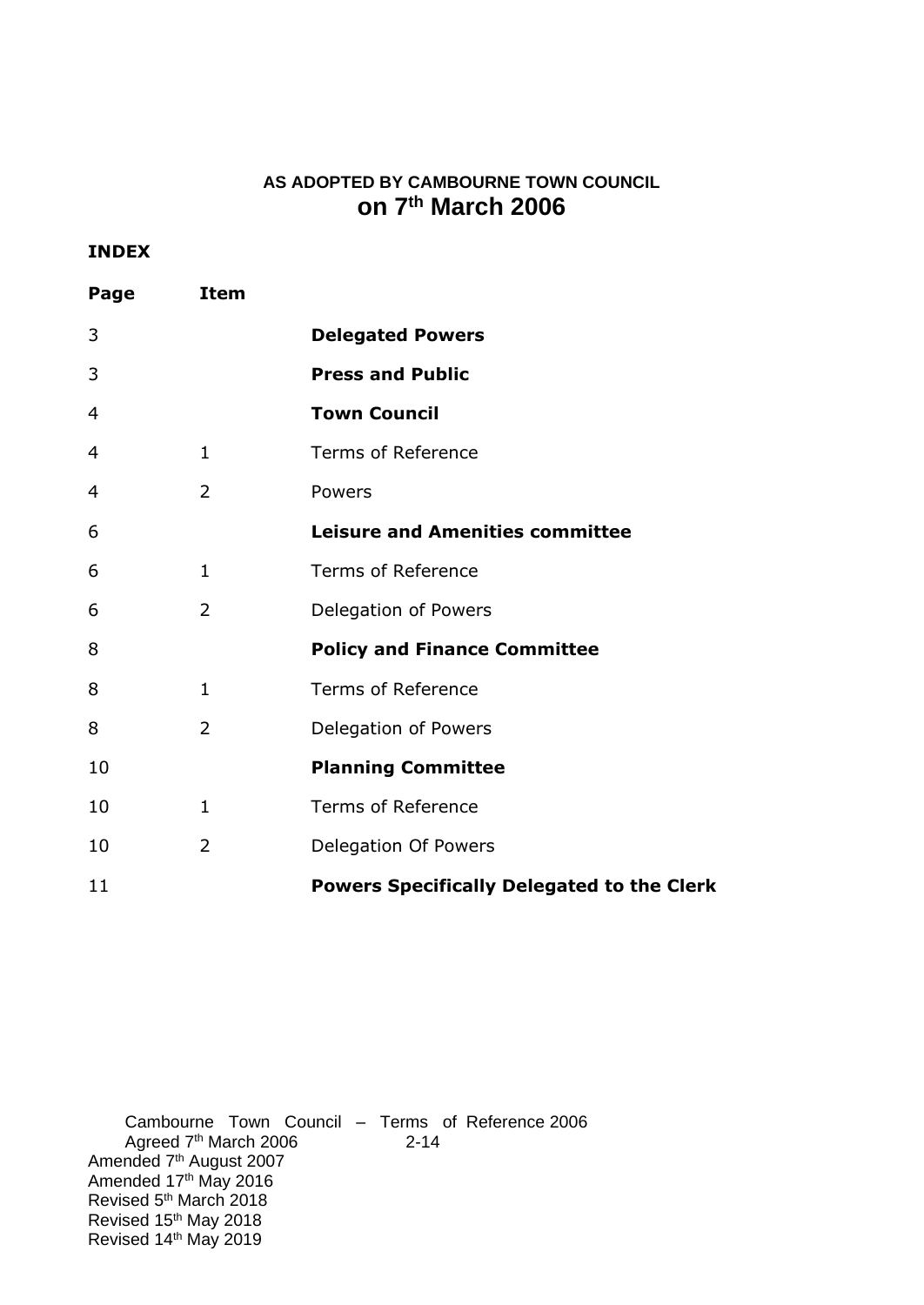**AS ADOPTED BY CAMBOURNE TOWN COUNCIL**
**on 7th March 2006**

**INDEX**

| Page | Item | |
|---|---|---|
| 3 | | **Delegated Powers** |
| 3 | | **Press and Public** |
| 4 | | **Town Council** |
| 4 | 1 | Terms of Reference |
| 4 | 2 | Powers |
| 6 | | **Leisure and Amenities committee** |
| 6 | 1 | Terms of Reference |
| 6 | 2 | Delegation of Powers |
| 8 | | **Policy and Finance Committee** |
| 8 | 1 | Terms of Reference |
| 8 | 2 | Delegation of Powers |
| 10 | | **Planning Committee** |
| 10 | 1 | Terms of Reference |
| 10 | 2 | Delegation Of Powers |
| 11 | | **Powers Specifically Delegated to the Clerk** |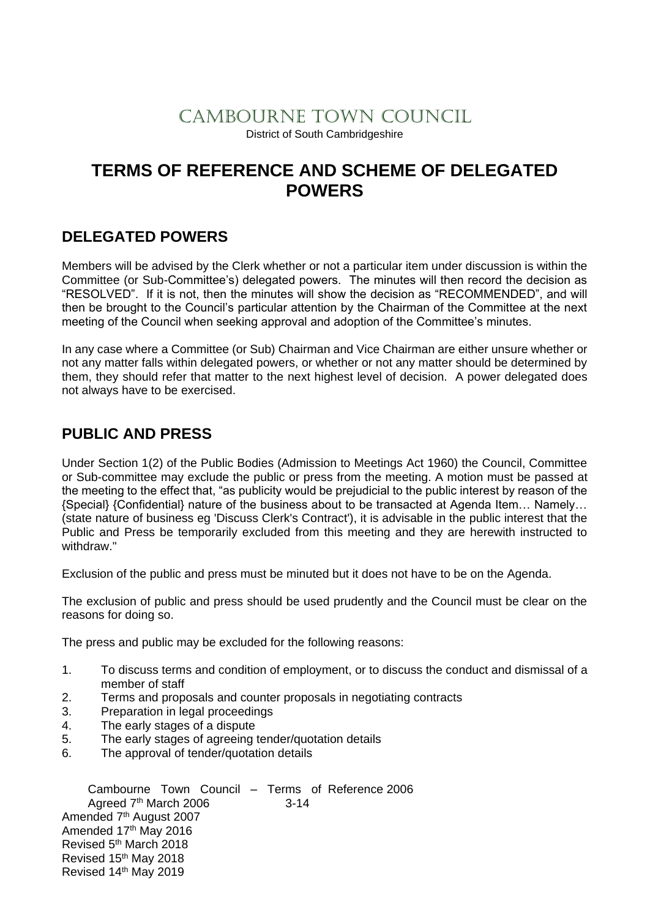# CAMBOURNE TOWN COUNCIL

District of South Cambridgeshire

# TERMS OF REFERENCE AND SCHEME OF DELEGATED POWERS

## DELEGATED POWERS

Members will be advised by the Clerk whether or not a particular item under discussion is within the Committee (or Sub-Committee's) delegated powers. The minutes will then record the decision as "RESOLVED". If it is not, then the minutes will show the decision as "RECOMMENDED", and will then be brought to the Council's particular attention by the Chairman of the Committee at the next meeting of the Council when seeking approval and adoption of the Committee's minutes.

In any case where a Committee (or Sub) Chairman and Vice Chairman are either unsure whether or not any matter falls within delegated powers, or whether or not any matter should be determined by them, they should refer that matter to the next highest level of decision. A power delegated does not always have to be exercised.

## PUBLIC AND PRESS

Under Section 1(2) of the Public Bodies (Admission to Meetings Act 1960) the Council, Committee or Sub-committee may exclude the public or press from the meeting. A motion must be passed at the meeting to the effect that, "as publicity would be prejudicial to the public interest by reason of the {Special} {Confidential} nature of the business about to be transacted at Agenda Item… Namely… (state nature of business eg 'Discuss Clerk's Contract'), it is advisable in the public interest that the Public and Press be temporarily excluded from this meeting and they are herewith instructed to withdraw."

Exclusion of the public and press must be minuted but it does not have to be on the Agenda.

The exclusion of public and press should be used prudently and the Council must be clear on the reasons for doing so.

The press and public may be excluded for the following reasons:

1. To discuss terms and condition of employment, or to discuss the conduct and dismissal of a member of staff
2. Terms and proposals and counter proposals in negotiating contracts
3. Preparation in legal proceedings
4. The early stages of a dispute
5. The early stages of agreeing tender/quotation details
6. The approval of tender/quotation details

Cambourne Town Council – Terms of Reference 2006
Agreed 7th March 2006
Amended 7th August 2007
Amended 17th May 2016
Revised 5th March 2018
Revised 15th May 2018
Revised 14th May 2019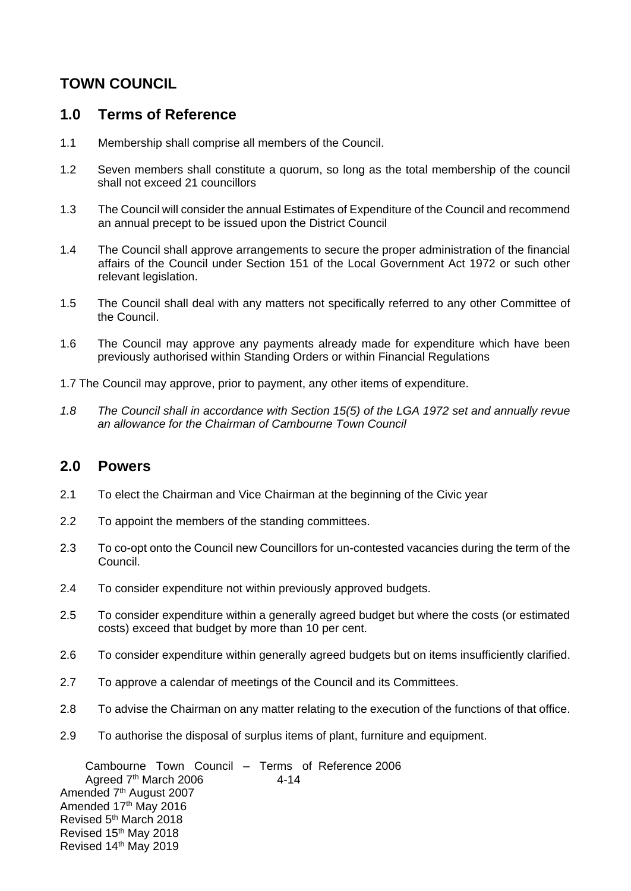# TOWN COUNCIL

## 1.0 Terms of Reference

1.1 Membership shall comprise all members of the Council.

1.2 Seven members shall constitute a quorum, so long as the total membership of the council shall not exceed 21 councillors

1.3 The Council will consider the annual Estimates of Expenditure of the Council and recommend an annual precept to be issued upon the District Council

1.4 The Council shall approve arrangements to secure the proper administration of the financial affairs of the Council under Section 151 of the Local Government Act 1972 or such other relevant legislation.

1.5 The Council shall deal with any matters not specifically referred to any other Committee of the Council.

1.6 The Council may approve any payments already made for expenditure which have been previously authorised within Standing Orders or within Financial Regulations

1.7 The Council may approve, prior to payment, any other items of expenditure.

*1.8 The Council shall in accordance with Section 15(5) of the LGA 1972 set and annually revue an allowance for the Chairman of Cambourne Town Council*

## 2.0 Powers

2.1 To elect the Chairman and Vice Chairman at the beginning of the Civic year

2.2 To appoint the members of the standing committees.

2.3 To co-opt onto the Council new Councillors for un-contested vacancies during the term of the Council.

2.4 To consider expenditure not within previously approved budgets.

2.5 To consider expenditure within a generally agreed budget but where the costs (or estimated costs) exceed that budget by more than 10 per cent.

2.6 To consider expenditure within generally agreed budgets but on items insufficiently clarified.

2.7 To approve a calendar of meetings of the Council and its Committees.

2.8 To advise the Chairman on any matter relating to the execution of the functions of that office.

2.9 To authorise the disposal of surplus items of plant, furniture and equipment.

Cambourne Town Council – Terms of Reference 2006
Agreed 7th March 2006
Amended 7th August 2007
Amended 17th May 2016
Revised 5th March 2018
Revised 15th May 2018
Revised 14th May 2019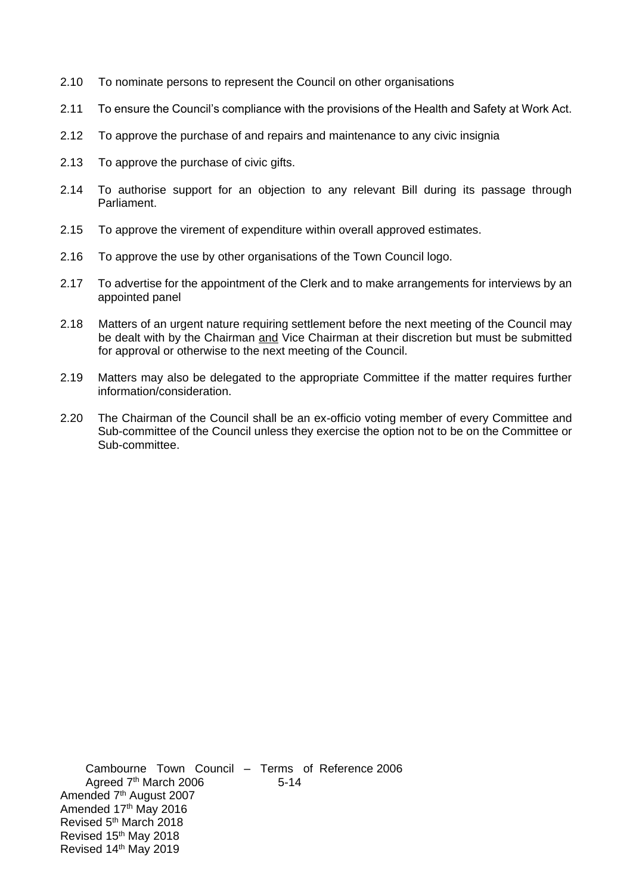2.10 To nominate persons to represent the Council on other organisations

2.11 To ensure the Council's compliance with the provisions of the Health and Safety at Work Act.

2.12 To approve the purchase of and repairs and maintenance to any civic insignia

2.13 To approve the purchase of civic gifts.

2.14 To authorise support for an objection to any relevant Bill during its passage through Parliament.

2.15 To approve the virement of expenditure within overall approved estimates.

2.16 To approve the use by other organisations of the Town Council logo.

2.17 To advertise for the appointment of the Clerk and to make arrangements for interviews by an appointed panel

2.18 Matters of an urgent nature requiring settlement before the next meeting of the Council may be dealt with by the Chairman <u>and</u> Vice Chairman at their discretion but must be submitted for approval or otherwise to the next meeting of the Council.

2.19 Matters may also be delegated to the appropriate Committee if the matter requires further information/consideration.

2.20 The Chairman of the Council shall be an ex-officio voting member of every Committee and Sub-committee of the Council unless they exercise the option not to be on the Committee or Sub-committee.

Cambourne Town Council – Terms of Reference 2006
Agreed 7th March 2006
Amended 7th August 2007
Amended 17th May 2016
Revised 5th March 2018
Revised 15th May 2018
Revised 14th May 2019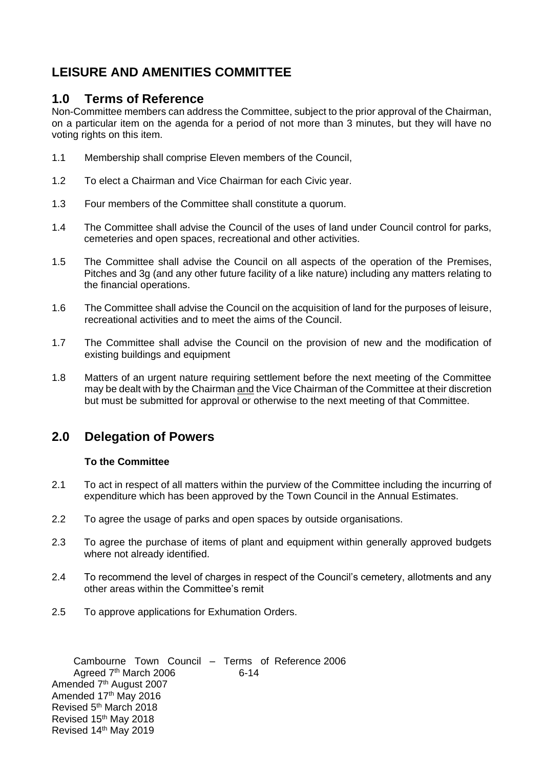# LEISURE AND AMENITIES COMMITTEE

## 1.0 Terms of Reference

Non-Committee members can address the Committee, subject to the prior approval of the Chairman, on a particular item on the agenda for a period of not more than 3 minutes, but they will have no voting rights on this item.

1.1 Membership shall comprise Eleven members of the Council,

1.2 To elect a Chairman and Vice Chairman for each Civic year.

1.3 Four members of the Committee shall constitute a quorum.

1.4 The Committee shall advise the Council of the uses of land under Council control for parks, cemeteries and open spaces, recreational and other activities.

1.5 The Committee shall advise the Council on all aspects of the operation of the Premises, Pitches and 3g (and any other future facility of a like nature) including any matters relating to the financial operations.

1.6 The Committee shall advise the Council on the acquisition of land for the purposes of leisure, recreational activities and to meet the aims of the Council.

1.7 The Committee shall advise the Council on the provision of new and the modification of existing buildings and equipment

1.8 Matters of an urgent nature requiring settlement before the next meeting of the Committee may be dealt with by the Chairman <u>and</u> the Vice Chairman of the Committee at their discretion but must be submitted for approval or otherwise to the next meeting of that Committee.

## 2.0 Delegation of Powers

**To the Committee**

2.1 To act in respect of all matters within the purview of the Committee including the incurring of expenditure which has been approved by the Town Council in the Annual Estimates.

2.2 To agree the usage of parks and open spaces by outside organisations.

2.3 To agree the purchase of items of plant and equipment within generally approved budgets where not already identified.

2.4 To recommend the level of charges in respect of the Council's cemetery, allotments and any other areas within the Committee's remit

2.5 To approve applications for Exhumation Orders.

Cambourne Town Council – Terms of Reference 2006
Agreed 7th March 2006
Amended 7th August 2007
Amended 17th May 2016
Revised 5th March 2018
Revised 15th May 2018
Revised 14th May 2019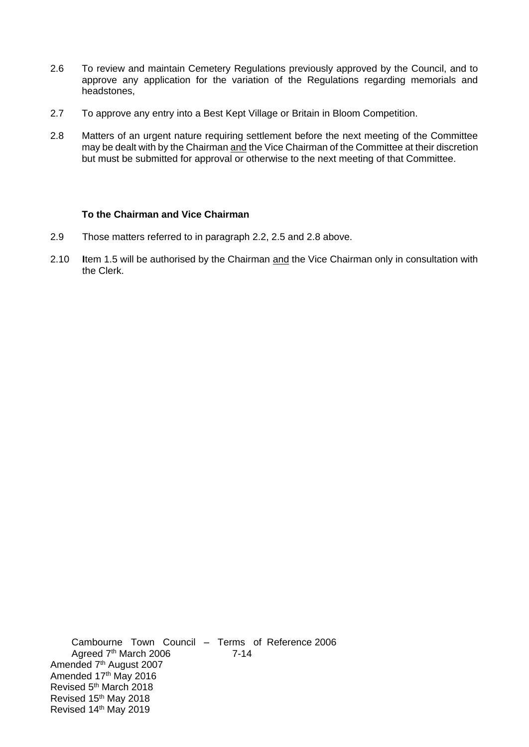2.6 To review and maintain Cemetery Regulations previously approved by the Council, and to approve any application for the variation of the Regulations regarding memorials and headstones,

2.7 To approve any entry into a Best Kept Village or Britain in Bloom Competition.

2.8 Matters of an urgent nature requiring settlement before the next meeting of the Committee may be dealt with by the Chairman <u>and</u> the Vice Chairman of the Committee at their discretion but must be submitted for approval or otherwise to the next meeting of that Committee.

**To the Chairman and Vice Chairman**

2.9 Those matters referred to in paragraph 2.2, 2.5 and 2.8 above.

2.10 **I**tem 1.5 will be authorised by the Chairman <u>and</u> the Vice Chairman only in consultation with the Clerk.

Cambourne Town Council – Terms of Reference 2006
Agreed 7th March 2006
Amended 7th August 2007
Amended 17th May 2016
Revised 5th March 2018
Revised 15th May 2018
Revised 14th May 2019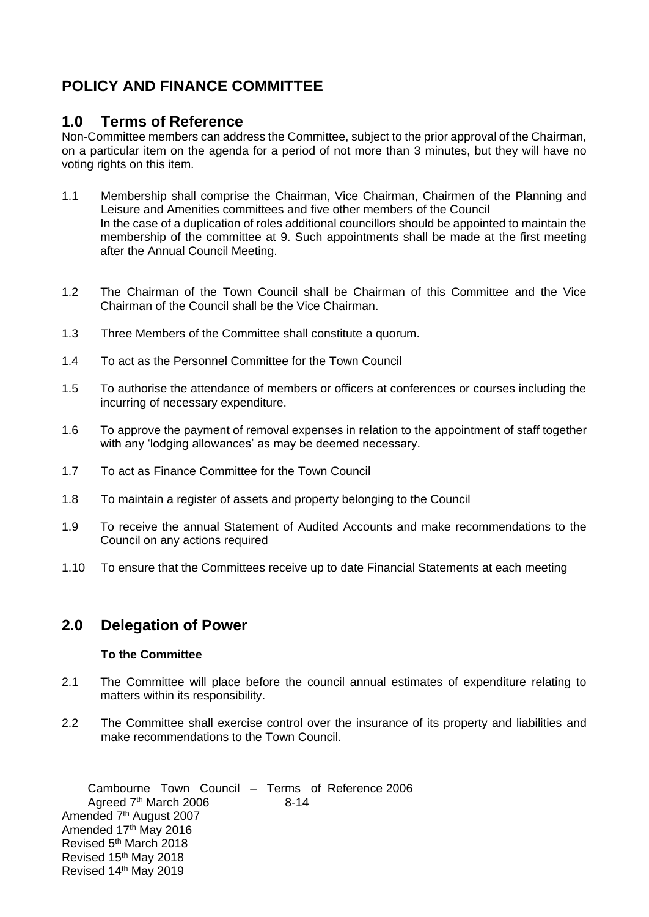# POLICY AND FINANCE COMMITTEE

## 1.0 Terms of Reference

Non-Committee members can address the Committee, subject to the prior approval of the Chairman, on a particular item on the agenda for a period of not more than 3 minutes, but they will have no voting rights on this item.

1.1 Membership shall comprise the Chairman, Vice Chairman, Chairmen of the Planning and Leisure and Amenities committees and five other members of the Council
In the case of a duplication of roles additional councillors should be appointed to maintain the membership of the committee at 9. Such appointments shall be made at the first meeting after the Annual Council Meeting.

1.2 The Chairman of the Town Council shall be Chairman of this Committee and the Vice Chairman of the Council shall be the Vice Chairman.

1.3 Three Members of the Committee shall constitute a quorum.

1.4 To act as the Personnel Committee for the Town Council

1.5 To authorise the attendance of members or officers at conferences or courses including the incurring of necessary expenditure.

1.6 To approve the payment of removal expenses in relation to the appointment of staff together with any 'lodging allowances' as may be deemed necessary.

1.7 To act as Finance Committee for the Town Council

1.8 To maintain a register of assets and property belonging to the Council

1.9 To receive the annual Statement of Audited Accounts and make recommendations to the Council on any actions required

1.10 To ensure that the Committees receive up to date Financial Statements at each meeting

## 2.0 Delegation of Power

**To the Committee**

2.1 The Committee will place before the council annual estimates of expenditure relating to matters within its responsibility.

2.2 The Committee shall exercise control over the insurance of its property and liabilities and make recommendations to the Town Council.

Cambourne Town Council – Terms of Reference 2006
Agreed 7th March 2006
Amended 7th August 2007
Amended 17th May 2016
Revised 5th March 2018
Revised 15th May 2018
Revised 14th May 2019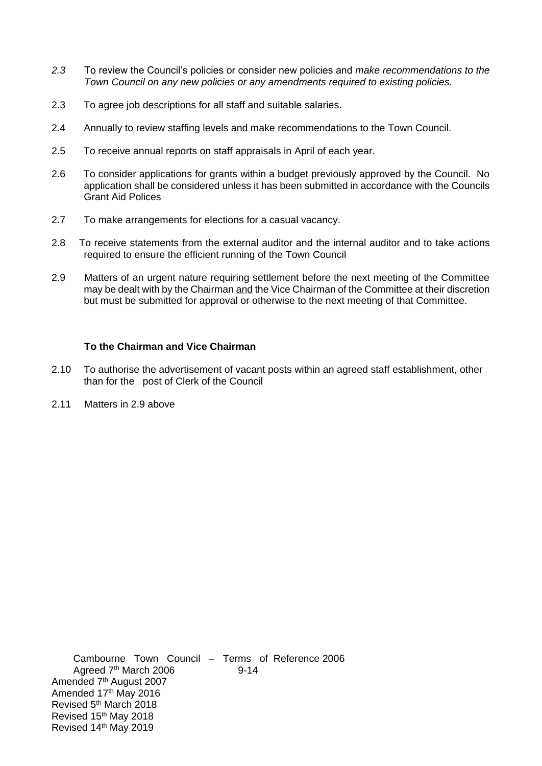*2.3* To review the Council's policies or consider new policies and *make recommendations to the Town Council on any new policies or any amendments required to existing policies.*

2.3 To agree job descriptions for all staff and suitable salaries.

2.4 Annually to review staffing levels and make recommendations to the Town Council.

2.5 To receive annual reports on staff appraisals in April of each year.

2.6 To consider applications for grants within a budget previously approved by the Council. No application shall be considered unless it has been submitted in accordance with the Councils Grant Aid Polices

2.7 To make arrangements for elections for a casual vacancy.

2.8 To receive statements from the external auditor and the internal auditor and to take actions required to ensure the efficient running of the Town Council

2.9 Matters of an urgent nature requiring settlement before the next meeting of the Committee may be dealt with by the Chairman <u>and</u> the Vice Chairman of the Committee at their discretion but must be submitted for approval or otherwise to the next meeting of that Committee.

**To the Chairman and Vice Chairman**

2.10 To authorise the advertisement of vacant posts within an agreed staff establishment, other than for the post of Clerk of the Council

2.11 Matters in 2.9 above

Cambourne Town Council – Terms of Reference 2006
Agreed 7th March 2006
Amended 7th August 2007
Amended 17th May 2016
Revised 5th March 2018
Revised 15th May 2018
Revised 14th May 2019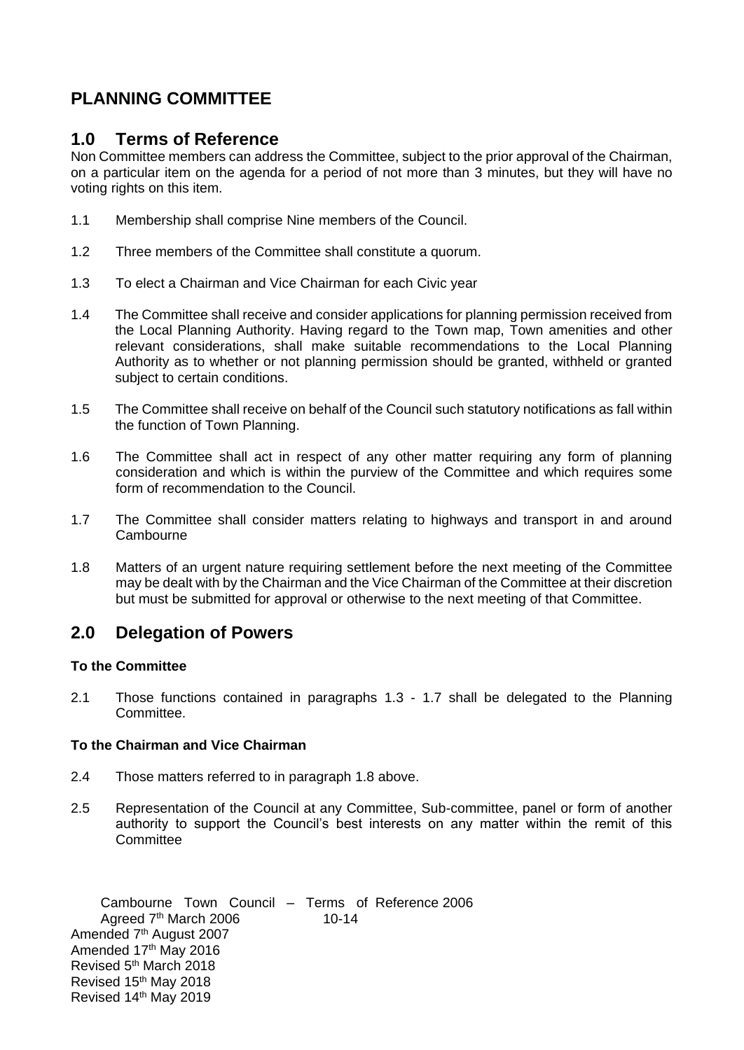## PLANNING COMMITTEE

## 1.0 Terms of Reference

Non Committee members can address the Committee, subject to the prior approval of the Chairman, on a particular item on the agenda for a period of not more than 3 minutes, but they will have no voting rights on this item.

1.1 Membership shall comprise Nine members of the Council.

1.2 Three members of the Committee shall constitute a quorum.

1.3 To elect a Chairman and Vice Chairman for each Civic year

1.4 The Committee shall receive and consider applications for planning permission received from the Local Planning Authority. Having regard to the Town map, Town amenities and other relevant considerations, shall make suitable recommendations to the Local Planning Authority as to whether or not planning permission should be granted, withheld or granted subject to certain conditions.

1.5 The Committee shall receive on behalf of the Council such statutory notifications as fall within the function of Town Planning.

1.6 The Committee shall act in respect of any other matter requiring any form of planning consideration and which is within the purview of the Committee and which requires some form of recommendation to the Council.

1.7 The Committee shall consider matters relating to highways and transport in and around Cambourne

1.8 Matters of an urgent nature requiring settlement before the next meeting of the Committee may be dealt with by the Chairman and the Vice Chairman of the Committee at their discretion but must be submitted for approval or otherwise to the next meeting of that Committee.

## 2.0 Delegation of Powers

**To the Committee**

2.1 Those functions contained in paragraphs 1.3 - 1.7 shall be delegated to the Planning Committee.

**To the Chairman and Vice Chairman**

2.4 Those matters referred to in paragraph 1.8 above.

2.5 Representation of the Council at any Committee, Sub-committee, panel or form of another authority to support the Council's best interests on any matter within the remit of this Committee

Cambourne Town Council – Terms of Reference 2006
Agreed 7th March 2006
Amended 7th August 2007
Amended 17th May 2016
Revised 5th March 2018
Revised 15th May 2018
Revised 14th May 2019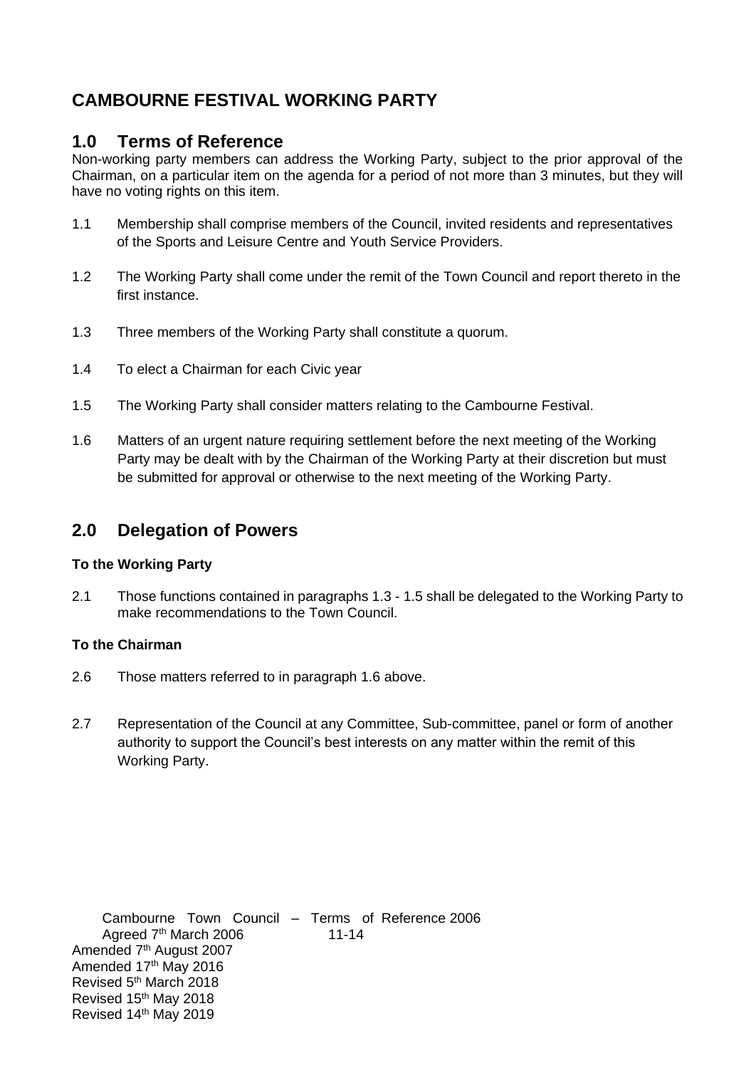# CAMBOURNE FESTIVAL WORKING PARTY

## 1.0 Terms of Reference

Non-working party members can address the Working Party, subject to the prior approval of the Chairman, on a particular item on the agenda for a period of not more than 3 minutes, but they will have no voting rights on this item.

1.1 Membership shall comprise members of the Council, invited residents and representatives of the Sports and Leisure Centre and Youth Service Providers.

1.2 The Working Party shall come under the remit of the Town Council and report thereto in the first instance.

1.3 Three members of the Working Party shall constitute a quorum.

1.4 To elect a Chairman for each Civic year

1.5 The Working Party shall consider matters relating to the Cambourne Festival.

1.6 Matters of an urgent nature requiring settlement before the next meeting of the Working Party may be dealt with by the Chairman of the Working Party at their discretion but must be submitted for approval or otherwise to the next meeting of the Working Party.

## 2.0 Delegation of Powers

**To the Working Party**

2.1 Those functions contained in paragraphs 1.3 - 1.5 shall be delegated to the Working Party to make recommendations to the Town Council.

**To the Chairman**

2.6 Those matters referred to in paragraph 1.6 above.

2.7 Representation of the Council at any Committee, Sub-committee, panel or form of another authority to support the Council's best interests on any matter within the remit of this Working Party.

Cambourne Town Council – Terms of Reference 2006
Agreed 7th March 2006
Amended 7th August 2007
Amended 17th May 2016
Revised 5th March 2018
Revised 15th May 2018
Revised 14th May 2019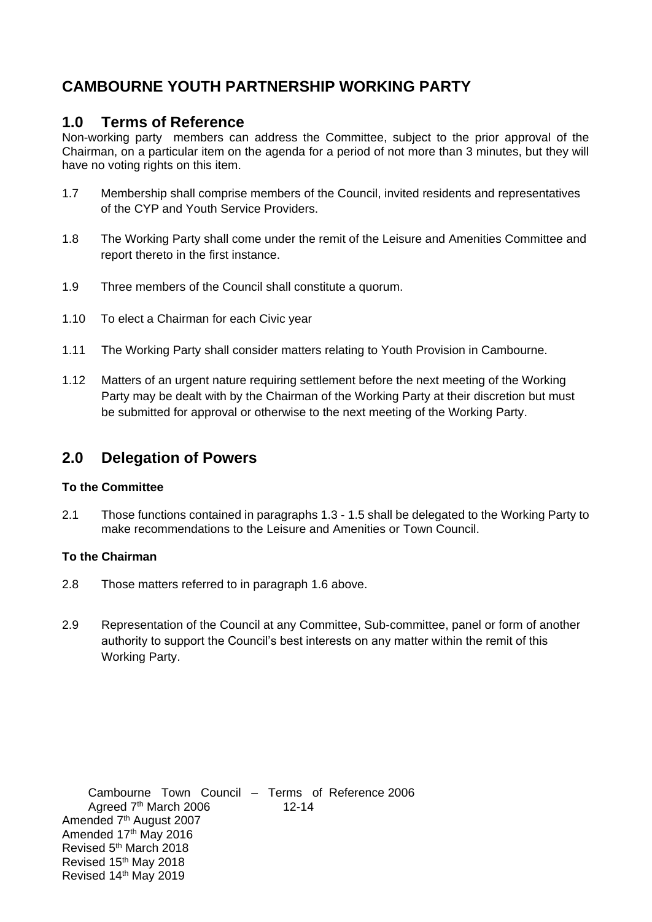# CAMBOURNE YOUTH PARTNERSHIP WORKING PARTY

## 1.0 Terms of Reference

Non-working party members can address the Committee, subject to the prior approval of the Chairman, on a particular item on the agenda for a period of not more than 3 minutes, but they will have no voting rights on this item.

1.7 Membership shall comprise members of the Council, invited residents and representatives of the CYP and Youth Service Providers.

1.8 The Working Party shall come under the remit of the Leisure and Amenities Committee and report thereto in the first instance.

1.9 Three members of the Council shall constitute a quorum.

1.10 To elect a Chairman for each Civic year

1.11 The Working Party shall consider matters relating to Youth Provision in Cambourne.

1.12 Matters of an urgent nature requiring settlement before the next meeting of the Working Party may be dealt with by the Chairman of the Working Party at their discretion but must be submitted for approval or otherwise to the next meeting of the Working Party.

## 2.0 Delegation of Powers

**To the Committee**

2.1 Those functions contained in paragraphs 1.3 - 1.5 shall be delegated to the Working Party to make recommendations to the Leisure and Amenities or Town Council.

**To the Chairman**

2.8 Those matters referred to in paragraph 1.6 above.

2.9 Representation of the Council at any Committee, Sub-committee, panel or form of another authority to support the Council's best interests on any matter within the remit of this Working Party.

Cambourne Town Council – Terms of Reference 2006
Agreed 7th March 2006
Amended 7th August 2007
Amended 17th May 2016
Revised 5th March 2018
Revised 15th May 2018
Revised 14th May 2019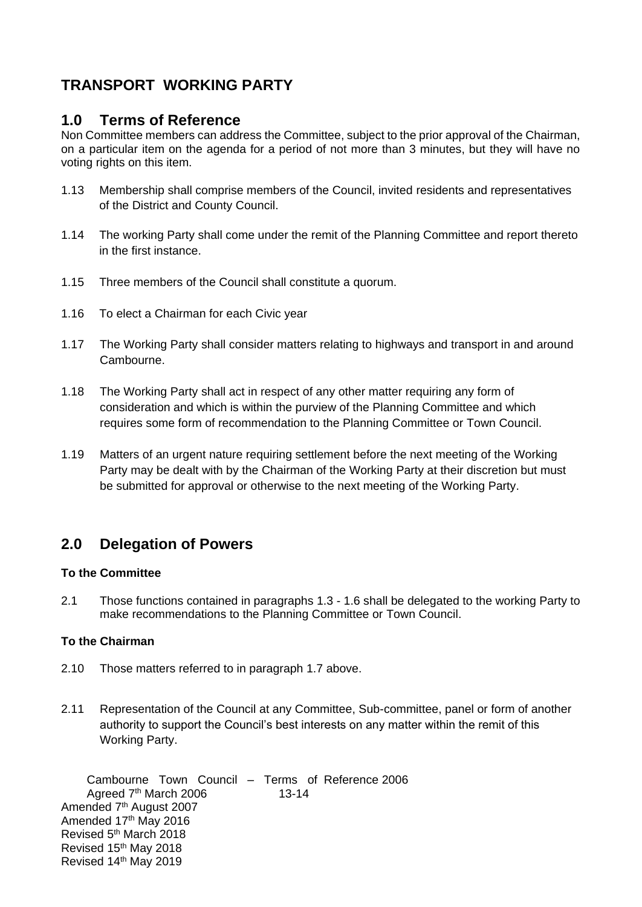# TRANSPORT WORKING PARTY

## 1.0 Terms of Reference

Non Committee members can address the Committee, subject to the prior approval of the Chairman, on a particular item on the agenda for a period of not more than 3 minutes, but they will have no voting rights on this item.

1.13 Membership shall comprise members of the Council, invited residents and representatives of the District and County Council.

1.14 The working Party shall come under the remit of the Planning Committee and report thereto in the first instance.

1.15 Three members of the Council shall constitute a quorum.

1.16 To elect a Chairman for each Civic year

1.17 The Working Party shall consider matters relating to highways and transport in and around Cambourne.

1.18 The Working Party shall act in respect of any other matter requiring any form of consideration and which is within the purview of the Planning Committee and which requires some form of recommendation to the Planning Committee or Town Council.

1.19 Matters of an urgent nature requiring settlement before the next meeting of the Working Party may be dealt with by the Chairman of the Working Party at their discretion but must be submitted for approval or otherwise to the next meeting of the Working Party.

## 2.0 Delegation of Powers

**To the Committee**

2.1 Those functions contained in paragraphs 1.3 - 1.6 shall be delegated to the working Party to make recommendations to the Planning Committee or Town Council.

**To the Chairman**

2.10 Those matters referred to in paragraph 1.7 above.

2.11 Representation of the Council at any Committee, Sub-committee, panel or form of another authority to support the Council's best interests on any matter within the remit of this Working Party.

Cambourne Town Council – Terms of Reference 2006
Agreed 7th March 2006
Amended 7th August 2007
Amended 17th May 2016
Revised 5th March 2018
Revised 15th May 2018
Revised 14th May 2019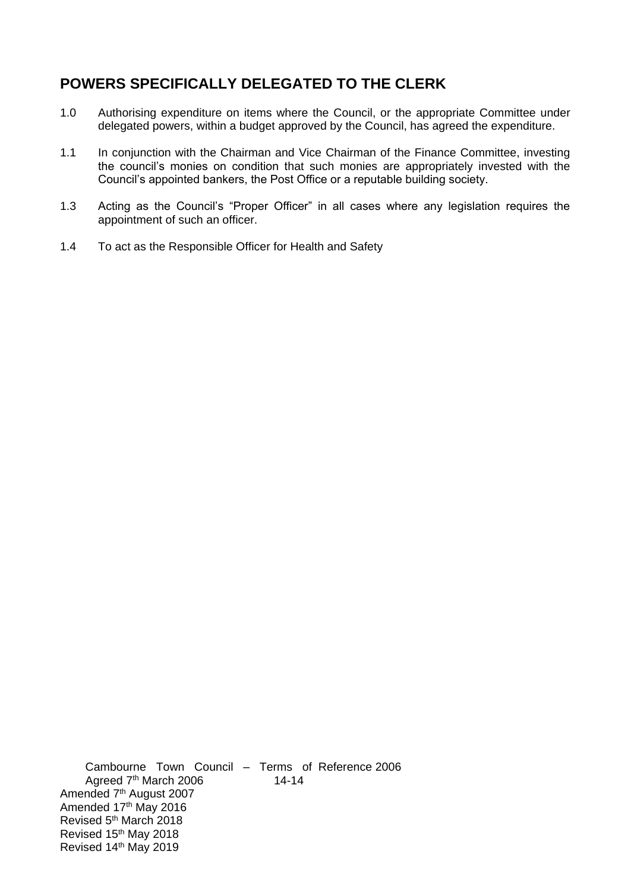## POWERS SPECIFICALLY DELEGATED TO THE CLERK

1.0 Authorising expenditure on items where the Council, or the appropriate Committee under delegated powers, within a budget approved by the Council, has agreed the expenditure.

1.1 In conjunction with the Chairman and Vice Chairman of the Finance Committee, investing the council's monies on condition that such monies are appropriately invested with the Council's appointed bankers, the Post Office or a reputable building society.

1.3 Acting as the Council's "Proper Officer" in all cases where any legislation requires the appointment of such an officer.

1.4 To act as the Responsible Officer for Health and Safety

Cambourne Town Council – Terms of Reference 2006
Agreed 7th March 2006
Amended 7th August 2007
Amended 17th May 2016
Revised 5th March 2018
Revised 15th May 2018
Revised 14th May 2019